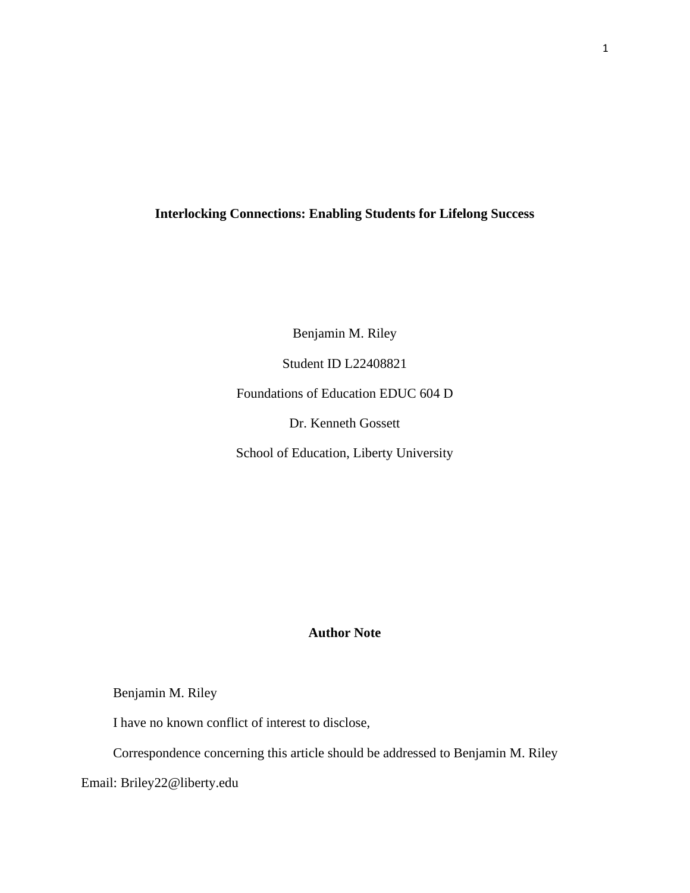# Interlocking Connections: Enabling Students for Lifelong Success

Benjamin M. Riley

Student ID L22408821

Foundations of Education EDUC 604 D

Dr. Kenneth Gossett

School of Education, Liberty University

## Author Note

Benjamin M. Riley

I have no known conflict of interest to disclose,

Correspondence concerning this article should be addressed to Benjamin M. Riley

Email: Briley22@liberty.edu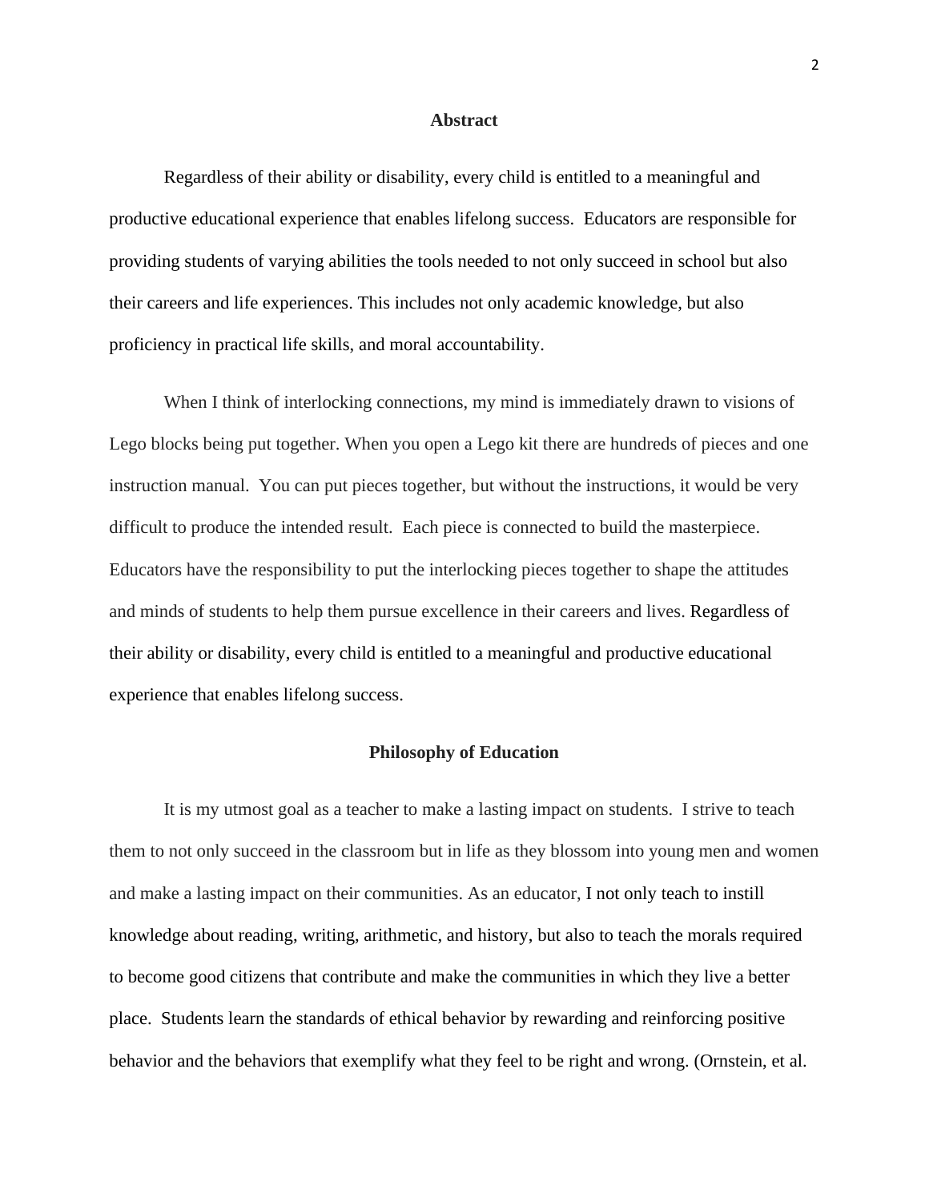## Abstract

Regardless of their ability or disability, every child is entitled to a meaningful and productive educational experience that enables lifelong success. Educators are responsible for providing students of varying abilities the tools needed to not only succeed in school but also their careers and life experiences. This includes not only academic knowledge, but also proficiency in practical life skills, and moral accountability.

When I think of interlocking connections, my mind is immediately drawn to visions of Lego blocks being put together. When you open a Lego kit there are hundreds of pieces and one instruction manual. You can put pieces together, but without the instructions, it would be very difficult to produce the intended result. Each piece is connected to build the masterpiece. Educators have the responsibility to put the interlocking pieces together to shape the attitudes and minds of students to help them pursue excellence in their careers and lives. Regardless of their ability or disability, every child is entitled to a meaningful and productive educational experience that enables lifelong success.

## Philosophy of Education

It is my utmost goal as a teacher to make a lasting impact on students. I strive to teach them to not only succeed in the classroom but in life as they blossom into young men and women and make a lasting impact on their communities. As an educator, I not only teach to instill knowledge about reading, writing, arithmetic, and history, but also to teach the morals required to become good citizens that contribute and make the communities in which they live a better place. Students learn the standards of ethical behavior by rewarding and reinforcing positive behavior and the behaviors that exemplify what they feel to be right and wrong. (Ornstein, et al.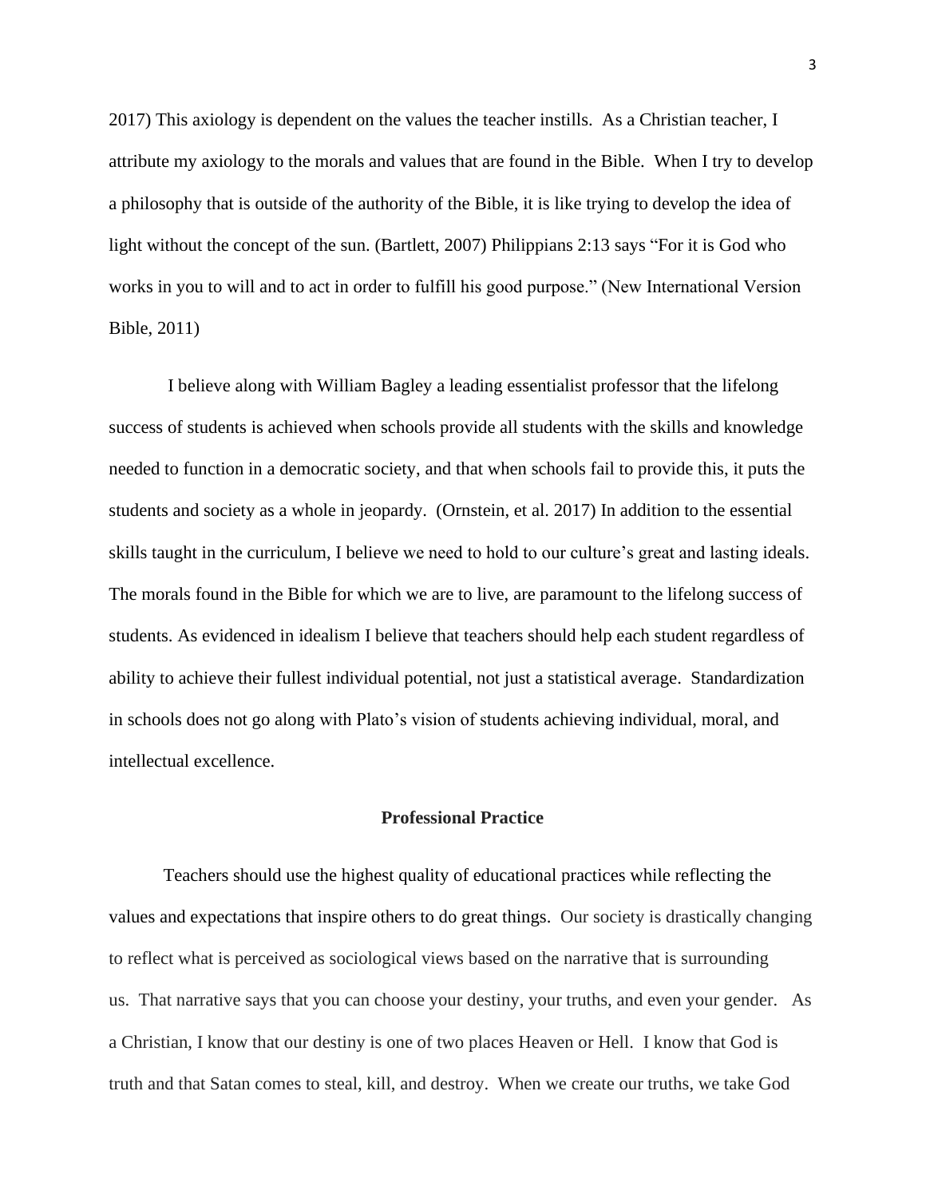2017) This axiology is dependent on the values the teacher instills. As a Christian teacher, I attribute my axiology to the morals and values that are found in the Bible. When I try to develop a philosophy that is outside of the authority of the Bible, it is like trying to develop the idea of light without the concept of the sun. (Bartlett, 2007) Philippians 2:13 says "For it is God who works in you to will and to act in order to fulfill his good purpose." (New International Version Bible, 2011)

I believe along with William Bagley a leading essentialist professor that the lifelong success of students is achieved when schools provide all students with the skills and knowledge needed to function in a democratic society, and that when schools fail to provide this, it puts the students and society as a whole in jeopardy. (Ornstein, et al. 2017) In addition to the essential skills taught in the curriculum, I believe we need to hold to our culture's great and lasting ideals. The morals found in the Bible for which we are to live, are paramount to the lifelong success of students. As evidenced in idealism I believe that teachers should help each student regardless of ability to achieve their fullest individual potential, not just a statistical average. Standardization in schools does not go along with Plato's vision of students achieving individual, moral, and intellectual excellence.

## Professional Practice

Teachers should use the highest quality of educational practices while reflecting the values and expectations that inspire others to do great things. Our society is drastically changing to reflect what is perceived as sociological views based on the narrative that is surrounding us. That narrative says that you can choose your destiny, your truths, and even your gender. As a Christian, I know that our destiny is one of two places Heaven or Hell. I know that God is truth and that Satan comes to steal, kill, and destroy. When we create our truths, we take God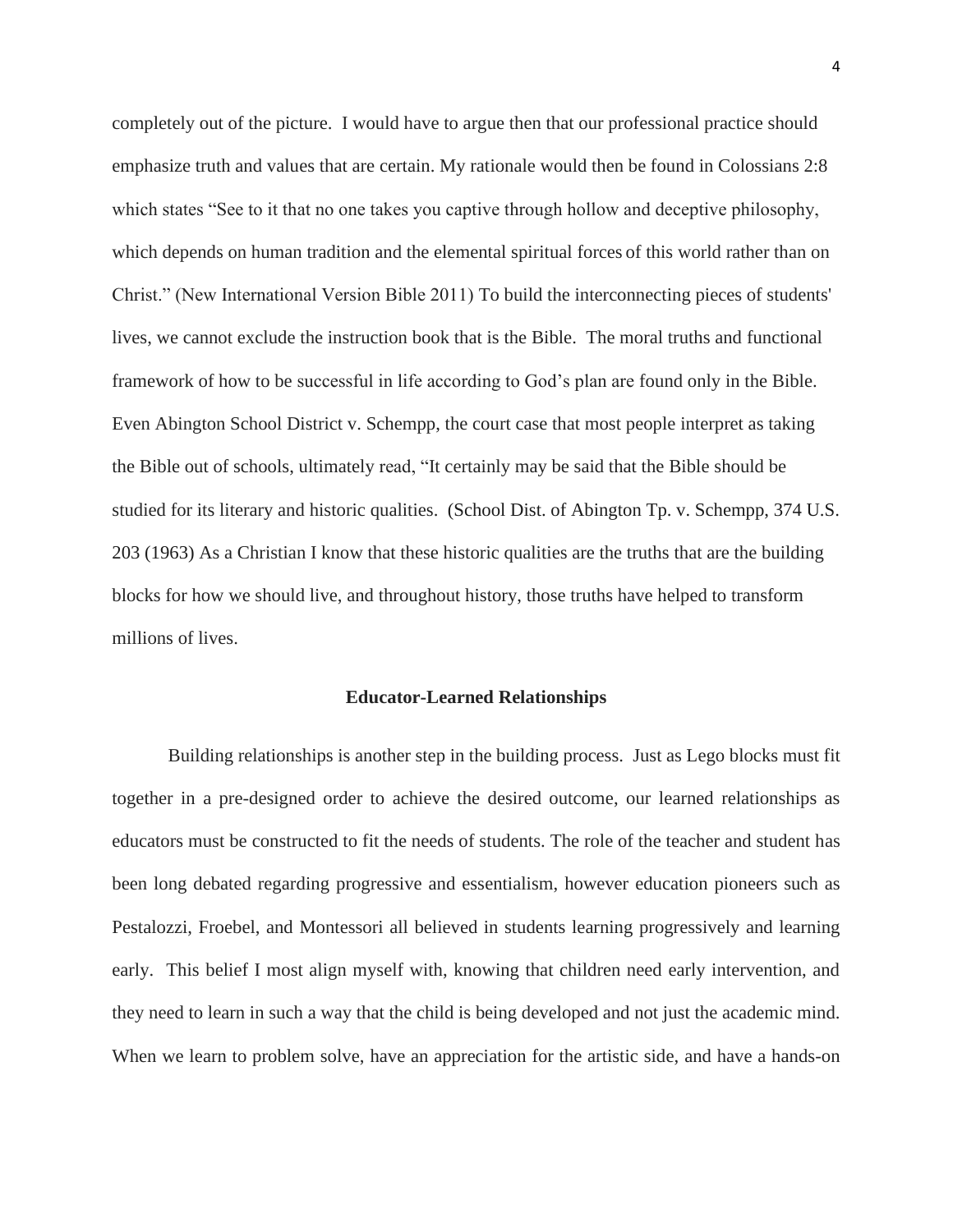completely out of the picture. I would have to argue then that our professional practice should emphasize truth and values that are certain. My rationale would then be found in Colossians 2:8 which states "See to it that no one takes you captive through hollow and deceptive philosophy, which depends on human tradition and the elemental spiritual forces of this world rather than on Christ." (New International Version Bible 2011) To build the interconnecting pieces of students' lives, we cannot exclude the instruction book that is the Bible. The moral truths and functional framework of how to be successful in life according to God's plan are found only in the Bible. Even Abington School District v. Schempp, the court case that most people interpret as taking the Bible out of schools, ultimately read, "It certainly may be said that the Bible should be studied for its literary and historic qualities. (School Dist. of Abington Tp. v. Schempp, 374 U.S. 203 (1963) As a Christian I know that these historic qualities are the truths that are the building blocks for how we should live, and throughout history, those truths have helped to transform millions of lives.

### Educator-Learned Relationships

Building relationships is another step in the building process. Just as Lego blocks must fit together in a pre-designed order to achieve the desired outcome, our learned relationships as educators must be constructed to fit the needs of students. The role of the teacher and student has been long debated regarding progressive and essentialism, however education pioneers such as Pestalozzi, Froebel, and Montessori all believed in students learning progressively and learning early. This belief I most align myself with, knowing that children need early intervention, and they need to learn in such a way that the child is being developed and not just the academic mind. When we learn to problem solve, have an appreciation for the artistic side, and have a hands-on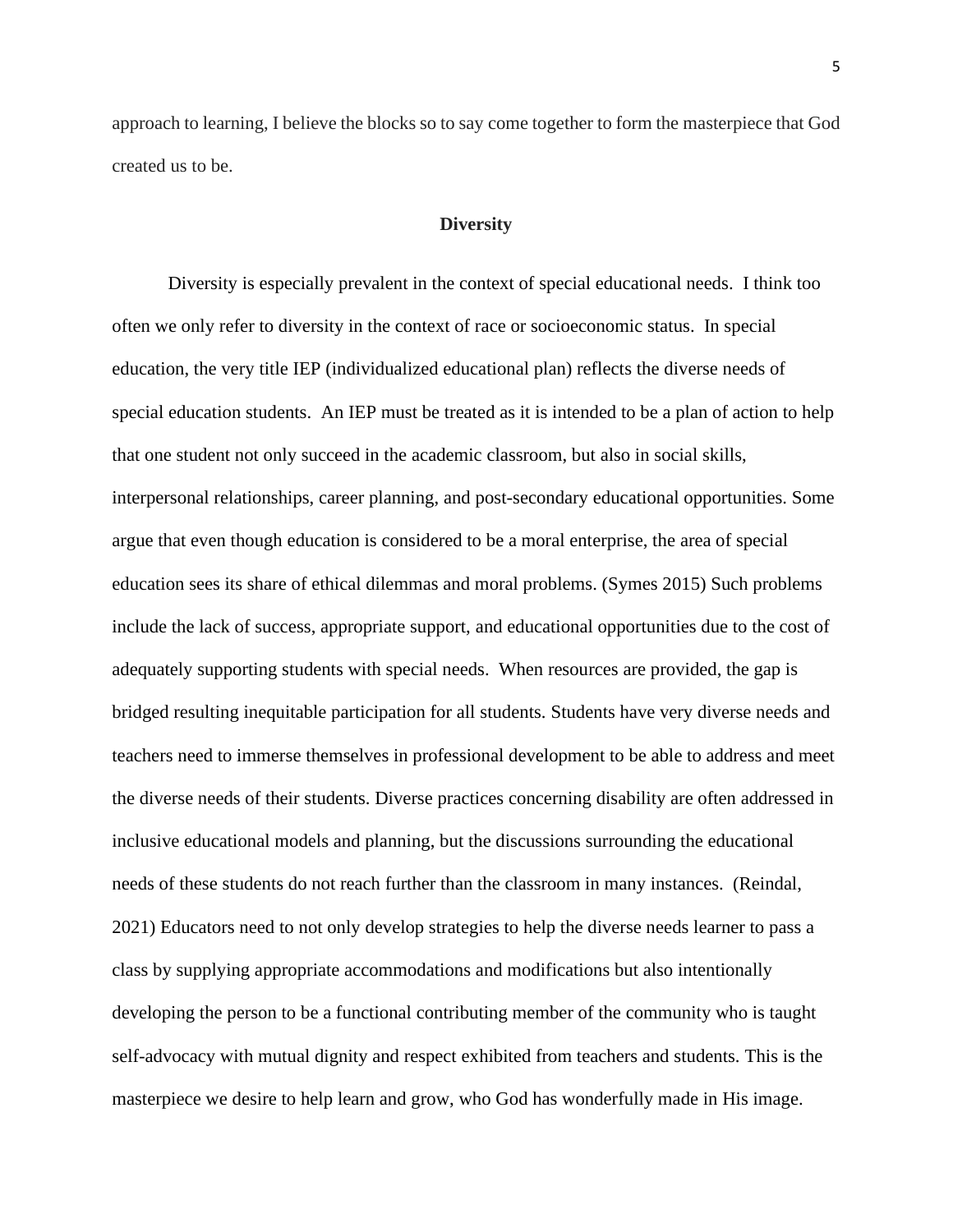approach to learning, I believe the blocks so to say come together to form the masterpiece that God created us to be.

## Diversity

Diversity is especially prevalent in the context of special educational needs. I think too often we only refer to diversity in the context of race or socioeconomic status. In special education, the very title IEP (individualized educational plan) reflects the diverse needs of special education students. An IEP must be treated as it is intended to be a plan of action to help that one student not only succeed in the academic classroom, but also in social skills, interpersonal relationships, career planning, and post-secondary educational opportunities. Some argue that even though education is considered to be a moral enterprise, the area of special education sees its share of ethical dilemmas and moral problems. (Symes 2015) Such problems include the lack of success, appropriate support, and educational opportunities due to the cost of adequately supporting students with special needs. When resources are provided, the gap is bridged resulting inequitable participation for all students. Students have very diverse needs and teachers need to immerse themselves in professional development to be able to address and meet the diverse needs of their students. Diverse practices concerning disability are often addressed in inclusive educational models and planning, but the discussions surrounding the educational needs of these students do not reach further than the classroom in many instances. (Reindal, 2021) Educators need to not only develop strategies to help the diverse needs learner to pass a class by supplying appropriate accommodations and modifications but also intentionally developing the person to be a functional contributing member of the community who is taught self-advocacy with mutual dignity and respect exhibited from teachers and students. This is the masterpiece we desire to help learn and grow, who God has wonderfully made in His image.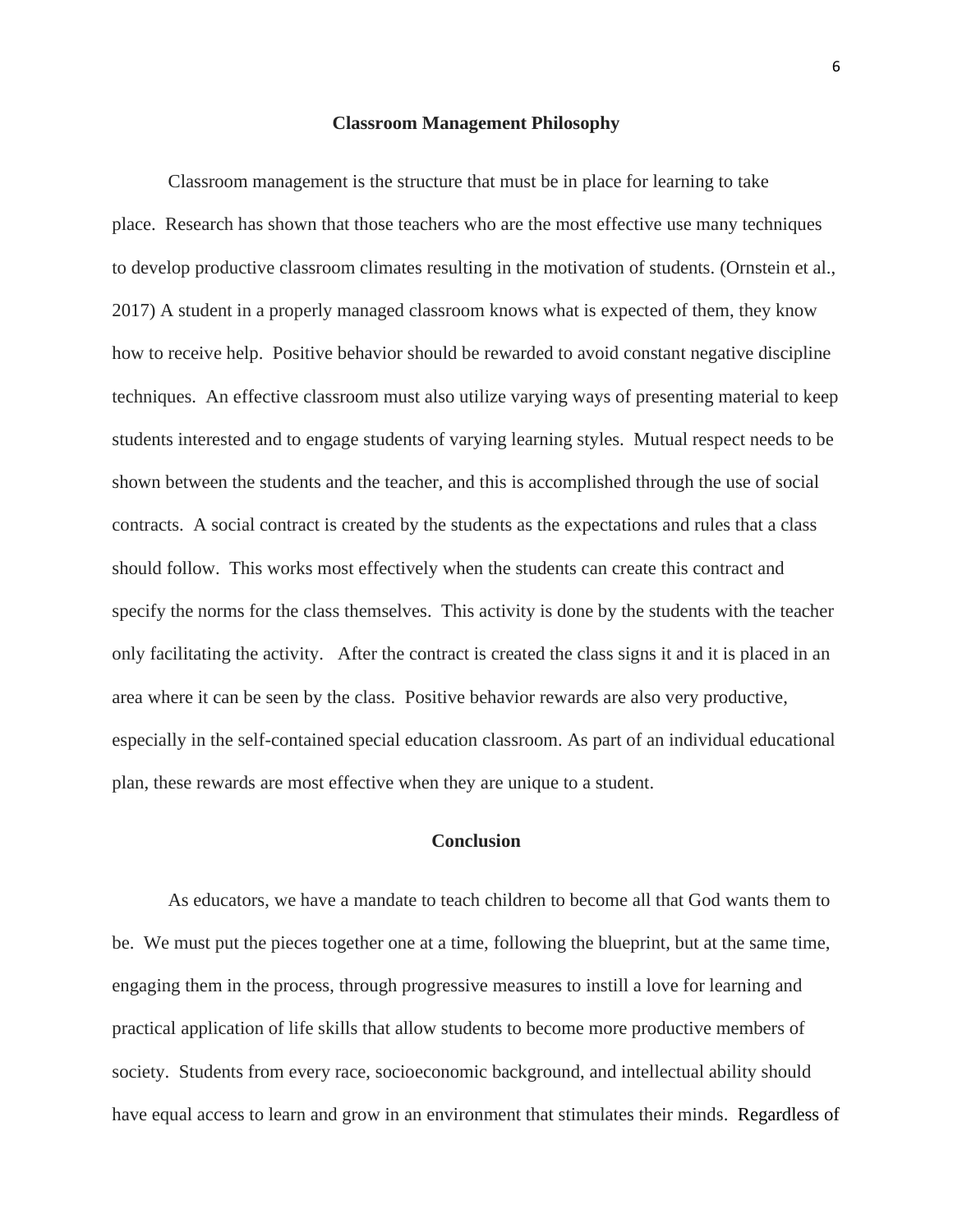## Classroom Management Philosophy

Classroom management is the structure that must be in place for learning to take place. Research has shown that those teachers who are the most effective use many techniques to develop productive classroom climates resulting in the motivation of students. (Ornstein et al., 2017) A student in a properly managed classroom knows what is expected of them, they know how to receive help. Positive behavior should be rewarded to avoid constant negative discipline techniques. An effective classroom must also utilize varying ways of presenting material to keep students interested and to engage students of varying learning styles. Mutual respect needs to be shown between the students and the teacher, and this is accomplished through the use of social contracts. A social contract is created by the students as the expectations and rules that a class should follow. This works most effectively when the students can create this contract and specify the norms for the class themselves. This activity is done by the students with the teacher only facilitating the activity. After the contract is created the class signs it and it is placed in an area where it can be seen by the class. Positive behavior rewards are also very productive, especially in the self-contained special education classroom. As part of an individual educational plan, these rewards are most effective when they are unique to a student.

## Conclusion

As educators, we have a mandate to teach children to become all that God wants them to be. We must put the pieces together one at a time, following the blueprint, but at the same time, engaging them in the process, through progressive measures to instill a love for learning and practical application of life skills that allow students to become more productive members of society. Students from every race, socioeconomic background, and intellectual ability should have equal access to learn and grow in an environment that stimulates their minds. Regardless of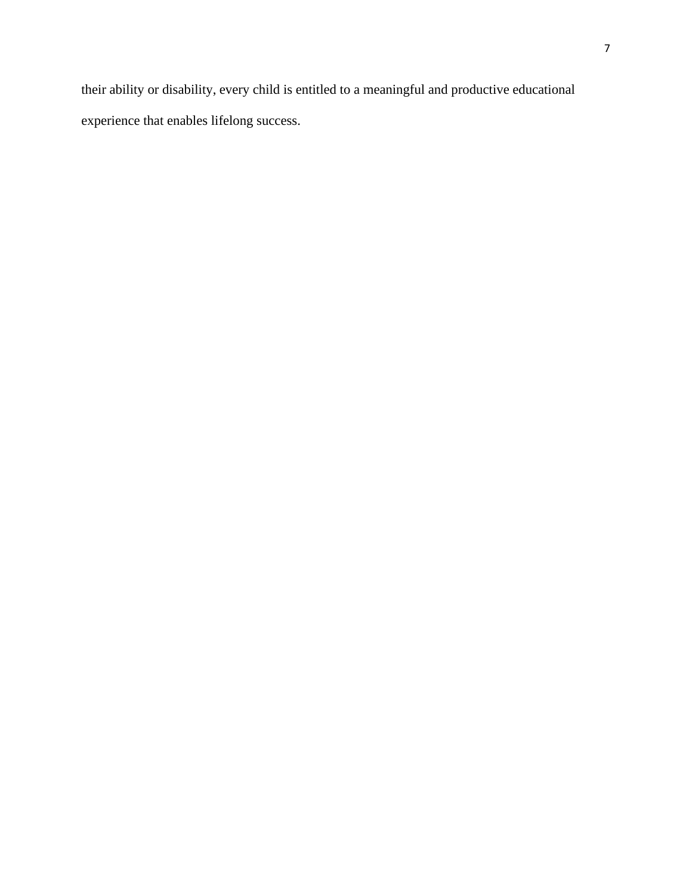their ability or disability, every child is entitled to a meaningful and productive educational experience that enables lifelong success.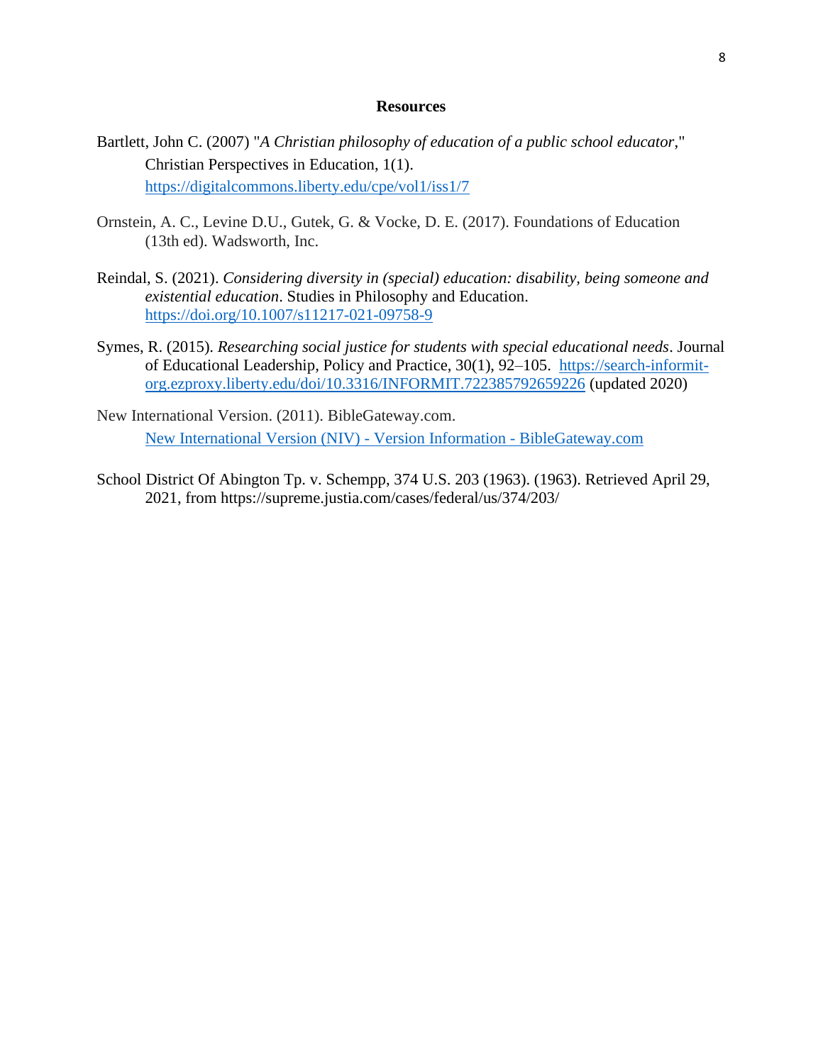**Resources**

Bartlett, John C. (2007) "*A Christian philosophy of education of a public school educator*," Christian Perspectives in Education, 1(1). https://digitalcommons.liberty.edu/cpe/vol1/iss1/7

Ornstein, A. C., Levine D.U., Gutek, G. & Vocke, D. E. (2017). Foundations of Education (13th ed). Wadsworth, Inc.

Reindal, S. (2021). *Considering diversity in (special) education: disability, being someone and existential education*. Studies in Philosophy and Education. https://doi.org/10.1007/s11217-021-09758-9

Symes, R. (2015). *Researching social justice for students with special educational needs*. Journal of Educational Leadership, Policy and Practice, 30(1), 92–105. https://search-informit-org.ezproxy.liberty.edu/doi/10.3316/INFORMIT.722385792659226 (updated 2020)

New International Version. (2011). BibleGateway.com. New International Version (NIV) - Version Information - BibleGateway.com

School District Of Abington Tp. v. Schempp, 374 U.S. 203 (1963). (1963). Retrieved April 29, 2021, from https://supreme.justia.com/cases/federal/us/374/203/